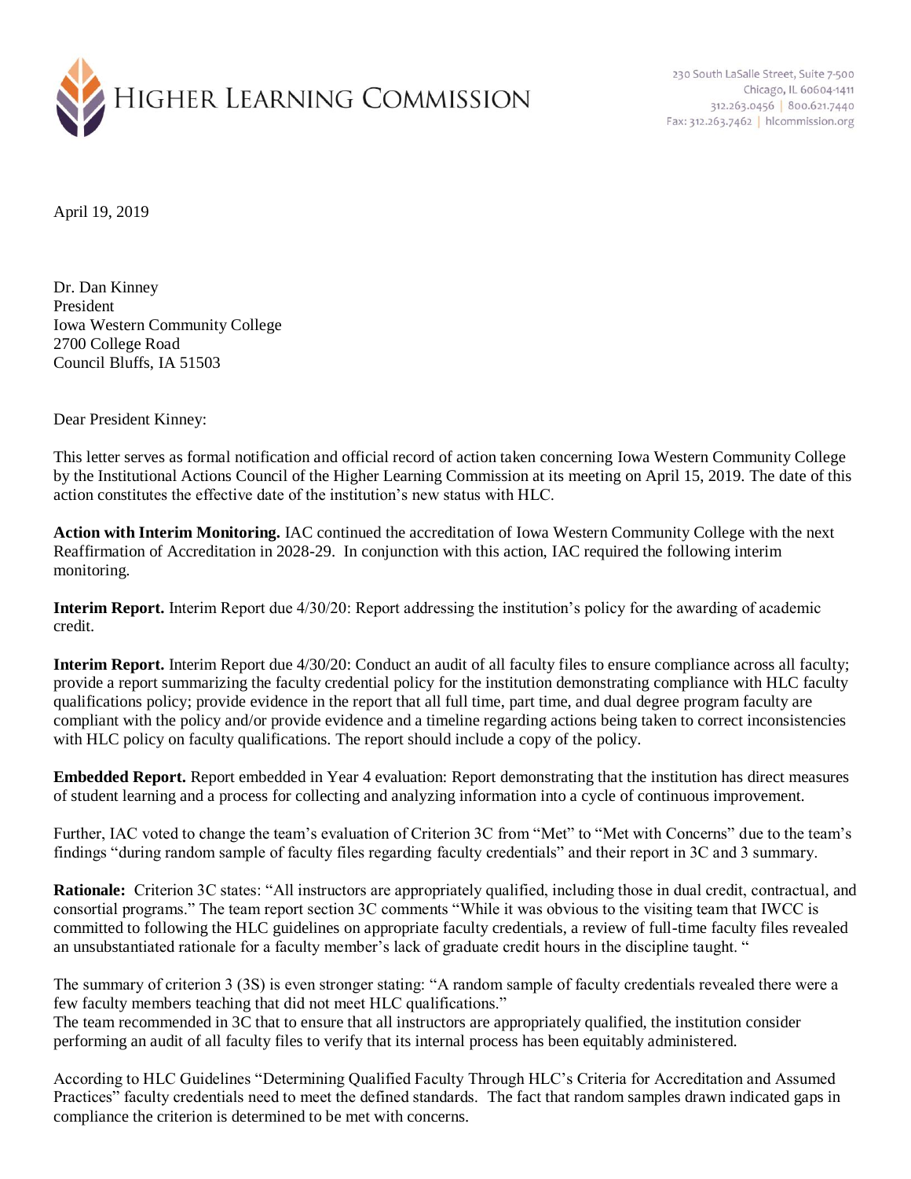HIGHER LEARNING COMMISSION

230 South LaSalle Street, Suite 7-500
Chicago, IL 60604-1411
312.263.0456 | 800.621.7440
Fax: 312.263.7462 | hlcommission.org

April 19, 2019

Dr. Dan Kinney
President
Iowa Western Community College
2700 College Road
Council Bluffs, IA 51503

Dear President Kinney:

This letter serves as formal notification and official record of action taken concerning Iowa Western Community College by the Institutional Actions Council of the Higher Learning Commission at its meeting on April 15, 2019. The date of this action constitutes the effective date of the institution's new status with HLC.

**Action with Interim Monitoring.** IAC continued the accreditation of Iowa Western Community College with the next Reaffirmation of Accreditation in 2028-29. In conjunction with this action, IAC required the following interim monitoring.

**Interim Report.** Interim Report due 4/30/20: Report addressing the institution's policy for the awarding of academic credit.

**Interim Report.** Interim Report due 4/30/20: Conduct an audit of all faculty files to ensure compliance across all faculty; provide a report summarizing the faculty credential policy for the institution demonstrating compliance with HLC faculty qualifications policy; provide evidence in the report that all full time, part time, and dual degree program faculty are compliant with the policy and/or provide evidence and a timeline regarding actions being taken to correct inconsistencies with HLC policy on faculty qualifications. The report should include a copy of the policy.

**Embedded Report.** Report embedded in Year 4 evaluation: Report demonstrating that the institution has direct measures of student learning and a process for collecting and analyzing information into a cycle of continuous improvement.

Further, IAC voted to change the team's evaluation of Criterion 3C from "Met" to "Met with Concerns" due to the team's findings "during random sample of faculty files regarding faculty credentials" and their report in 3C and 3 summary.

**Rationale:** Criterion 3C states: "All instructors are appropriately qualified, including those in dual credit, contractual, and consortial programs." The team report section 3C comments "While it was obvious to the visiting team that IWCC is committed to following the HLC guidelines on appropriate faculty credentials, a review of full-time faculty files revealed an unsubstantiated rationale for a faculty member's lack of graduate credit hours in the discipline taught. "

The summary of criterion 3 (3S) is even stronger stating: "A random sample of faculty credentials revealed there were a few faculty members teaching that did not meet HLC qualifications."
The team recommended in 3C that to ensure that all instructors are appropriately qualified, the institution consider performing an audit of all faculty files to verify that its internal process has been equitably administered.

According to HLC Guidelines "Determining Qualified Faculty Through HLC's Criteria for Accreditation and Assumed Practices" faculty credentials need to meet the defined standards. The fact that random samples drawn indicated gaps in compliance the criterion is determined to be met with concerns.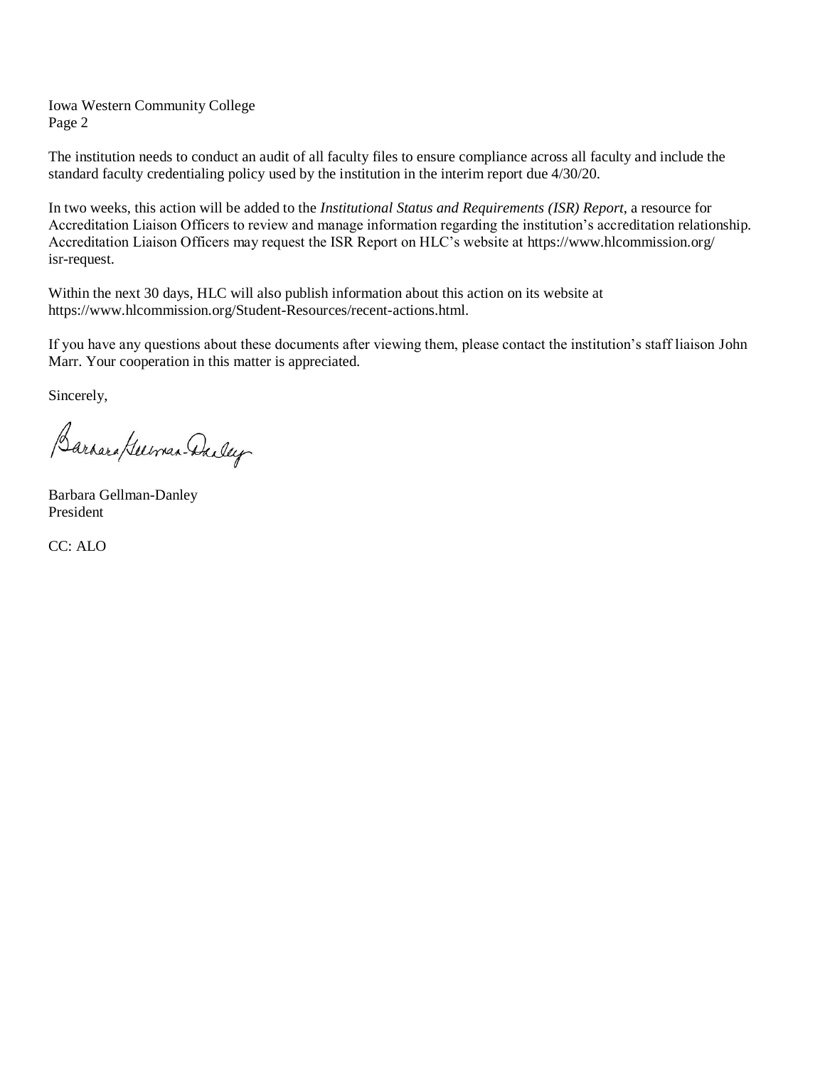The institution needs to conduct an audit of all faculty files to ensure compliance across all faculty and include the standard faculty credentialing policy used by the institution in the interim report due 4/30/20.

In two weeks, this action will be added to the *Institutional Status and Requirements (ISR) Report*, a resource for Accreditation Liaison Officers to review and manage information regarding the institution's accreditation relationship. Accreditation Liaison Officers may request the ISR Report on HLC's website at https://www.hlcommission.org/isr-request.

Within the next 30 days, HLC will also publish information about this action on its website at https://www.hlcommission.org/Student-Resources/recent-actions.html.

If you have any questions about these documents after viewing them, please contact the institution's staff liaison John Marr. Your cooperation in this matter is appreciated.

Sincerely,

Barbara Gellman-Danley

Barbara Gellman-Danley
President

CC: ALO